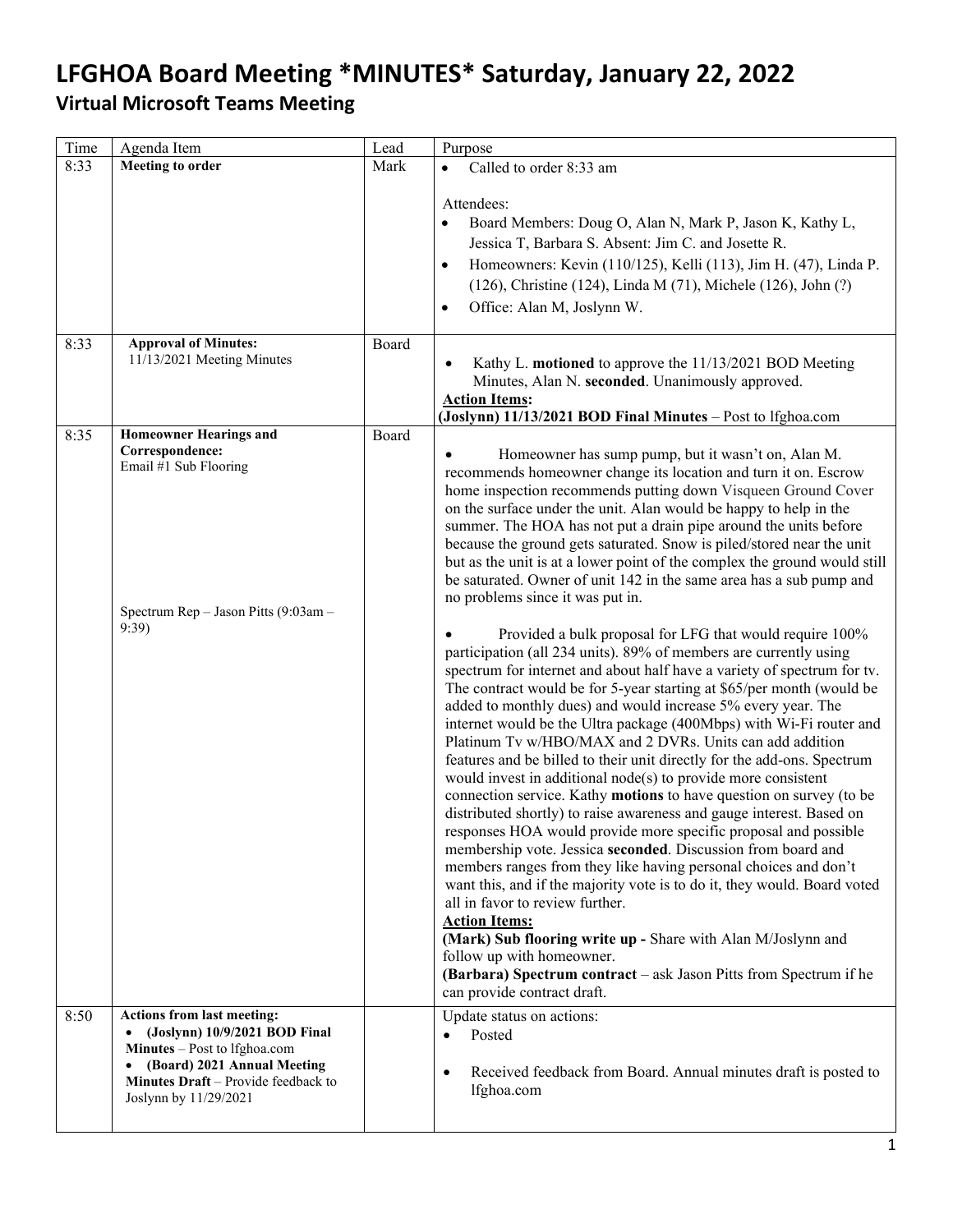# LFGHOA Board Meeting *MINUTES* Saturday, January 22, 2022

## Virtual Microsoft Teams Meeting

| Time | Agenda Item | Lead | Purpose |
|---|---|---|---|
| 8:33 | **Meeting to order** | Mark | • Called to order 8:33 am<br><br>Attendees:<br>• Board Members: Doug O, Alan N, Mark P, Jason K, Kathy L, Jessica T, Barbara S. Absent: Jim C. and Josette R.<br>• Homeowners: Kevin (110/125), Kelli (113), Jim H. (47), Linda P. (126), Christine (124), Linda M (71), Michele (126), John (?)<br>• Office: Alan M, Joslynn W. |
| 8:33 | **Approval of Minutes:**<br>11/13/2021 Meeting Minutes | Board | • Kathy L. **motioned** to approve the 11/13/2021 BOD Meeting Minutes, Alan N. **seconded**. Unanimously approved.<br>**Action Items:**<br>**(Joslynn) 11/13/2021 BOD Final Minutes** – Post to lfghoa.com |
| 8:35 | **Homeowner Hearings and Correspondence:**<br>Email #1 Sub Flooring<br><br><br><br><br><br><br>Spectrum Rep – Jason Pitts (9:03am – 9:39) | Board | • Homeowner has sump pump, but it wasn't on, Alan M. recommends homeowner change its location and turn it on. Escrow home inspection recommends putting down Visqueen Ground Cover on the surface under the unit. Alan would be happy to help in the summer. The HOA has not put a drain pipe around the units before because the ground gets saturated. Snow is piled/stored near the unit but as the unit is at a lower point of the complex the ground would still be saturated. Owner of unit 142 in the same area has a sub pump and no problems since it was put in.<br><br>• Provided a bulk proposal for LFG that would require 100% participation (all 234 units). 89% of members are currently using spectrum for internet and about half have a variety of spectrum for tv. The contract would be for 5-year starting at $65/per month (would be added to monthly dues) and would increase 5% every year. The internet would be the Ultra package (400Mbps) with Wi-Fi router and Platinum Tv w/HBO/MAX and 2 DVRs. Units can add addition features and be billed to their unit directly for the add-ons. Spectrum would invest in additional node(s) to provide more consistent connection service. Kathy **motions** to have question on survey (to be distributed shortly) to raise awareness and gauge interest. Based on responses HOA would provide more specific proposal and possible membership vote. Jessica **seconded**. Discussion from board and members ranges from they like having personal choices and don't want this, and if the majority vote is to do it, they would. Board voted all in favor to review further.<br>**Action Items:**<br>**(Mark) Sub flooring write up -** Share with Alan M/Joslynn and follow up with homeowner.<br>**(Barbara) Spectrum contract** – ask Jason Pitts from Spectrum if he can provide contract draft. |
| 8:50 | **Actions from last meeting:**<br>• **(Joslynn) 10/9/2021 BOD Final Minutes** – Post to lfghoa.com<br>• **(Board) 2021 Annual Meeting Minutes Draft** – Provide feedback to Joslynn by 11/29/2021 | | Update status on actions:<br>• Posted<br><br>• Received feedback from Board. Annual minutes draft is posted to lfghoa.com |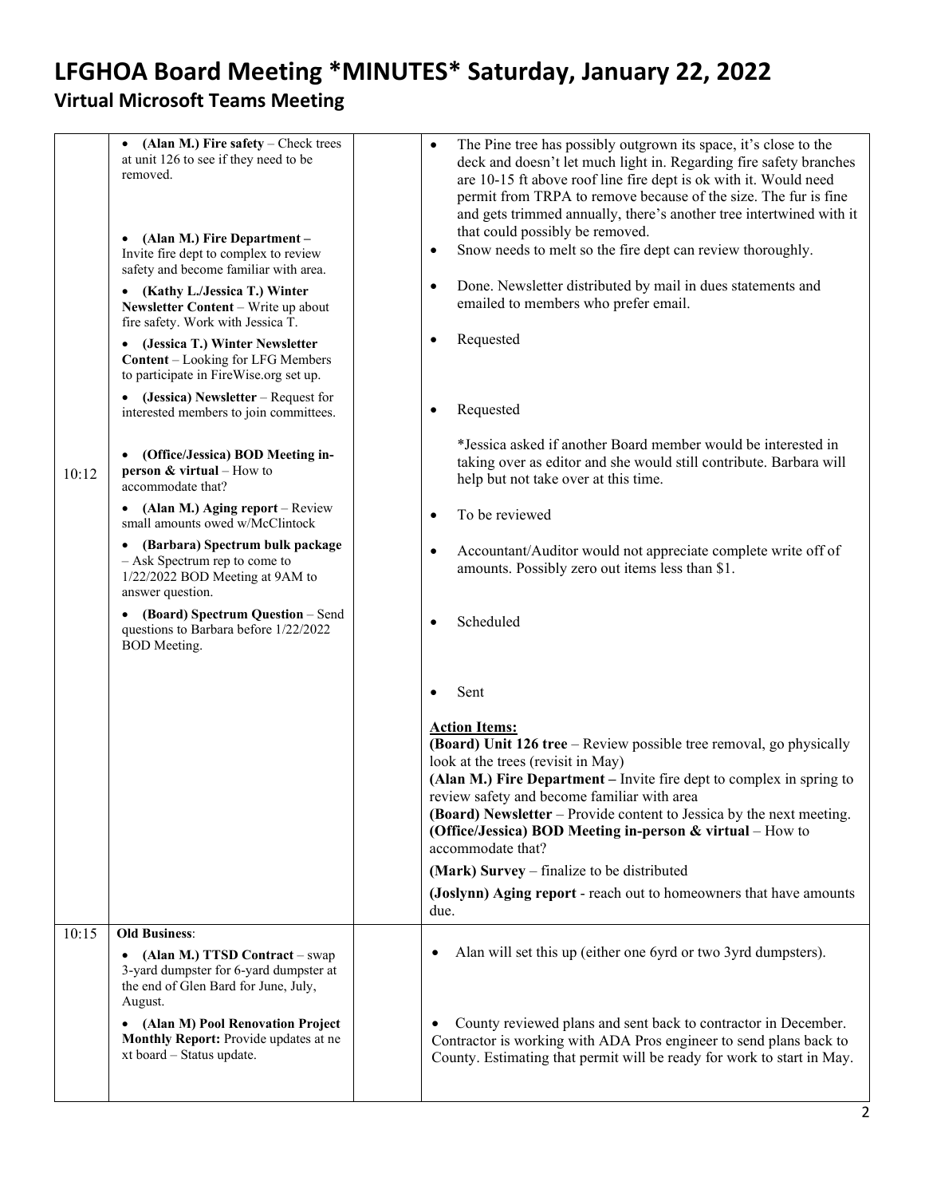# LFGHOA Board Meeting *MINUTES* Saturday, January 22, 2022

## Virtual Microsoft Teams Meeting

| | | | |
|---|---|---|---|
| 10:12 | • **(Alan M.) Fire safety** – Check trees at unit 126 to see if they need to be removed.<br><br>• **(Alan M.) Fire Department –** Invite fire dept to complex to review safety and become familiar with area.<br><br>• **(Kathy L./Jessica T.) Winter Newsletter Content** – Write up about fire safety. Work with Jessica T.<br><br>• **(Jessica T.) Winter Newsletter Content** – Looking for LFG Members to participate in FireWise.org set up.<br><br>• **(Jessica) Newsletter** – Request for interested members to join committees.<br><br>• **(Office/Jessica) BOD Meeting in-person & virtual** – How to accommodate that?<br><br>• **(Alan M.) Aging report** – Review small amounts owed w/McClintock<br><br>• **(Barbara) Spectrum bulk package** – Ask Spectrum rep to come to 1/22/2022 BOD Meeting at 9AM to answer question.<br><br>• **(Board) Spectrum Question** – Send questions to Barbara before 1/22/2022 BOD Meeting. | | • The Pine tree has possibly outgrown its space, it's close to the deck and doesn't let much light in. Regarding fire safety branches are 10-15 ft above roof line fire dept is ok with it. Would need permit from TRPA to remove because of the size. The fur is fine and gets trimmed annually, there's another tree intertwined with it that could possibly be removed.<br><br>• Snow needs to melt so the fire dept can review thoroughly.<br><br>• Done. Newsletter distributed by mail in dues statements and emailed to members who prefer email.<br><br>• Requested<br><br>• Requested<br><br>*Jessica asked if another Board member would be interested in taking over as editor and she would still contribute. Barbara will help but not take over at this time.<br><br>• To be reviewed<br><br>• Accountant/Auditor would not appreciate complete write off of amounts. Possibly zero out items less than $1.<br><br>• Scheduled<br><br>• Sent<br><br>**Action Items:**<br>**(Board) Unit 126 tree** – Review possible tree removal, go physically look at the trees (revisit in May)<br>**(Alan M.) Fire Department –** Invite fire dept to complex in spring to review safety and become familiar with area<br>**(Board) Newsletter** – Provide content to Jessica by the next meeting.<br>**(Office/Jessica) BOD Meeting in-person & virtual** – How to accommodate that?<br>**(Mark) Survey** – finalize to be distributed<br>**(Joslynn) Aging report** - reach out to homeowners that have amounts due. |
| 10:15 | **Old Business**:<br><br>• **(Alan M.) TTSD Contract** – swap 3-yard dumpster for 6-yard dumpster at the end of Glen Bard for June, July, August.<br><br>• **(Alan M) Pool Renovation Project Monthly Report:** Provide updates at ne xt board – Status update. | | • Alan will set this up (either one 6yrd or two 3yrd dumpsters).<br><br>• County reviewed plans and sent back to contractor in December. Contractor is working with ADA Pros engineer to send plans back to County. Estimating that permit will be ready for work to start in May. |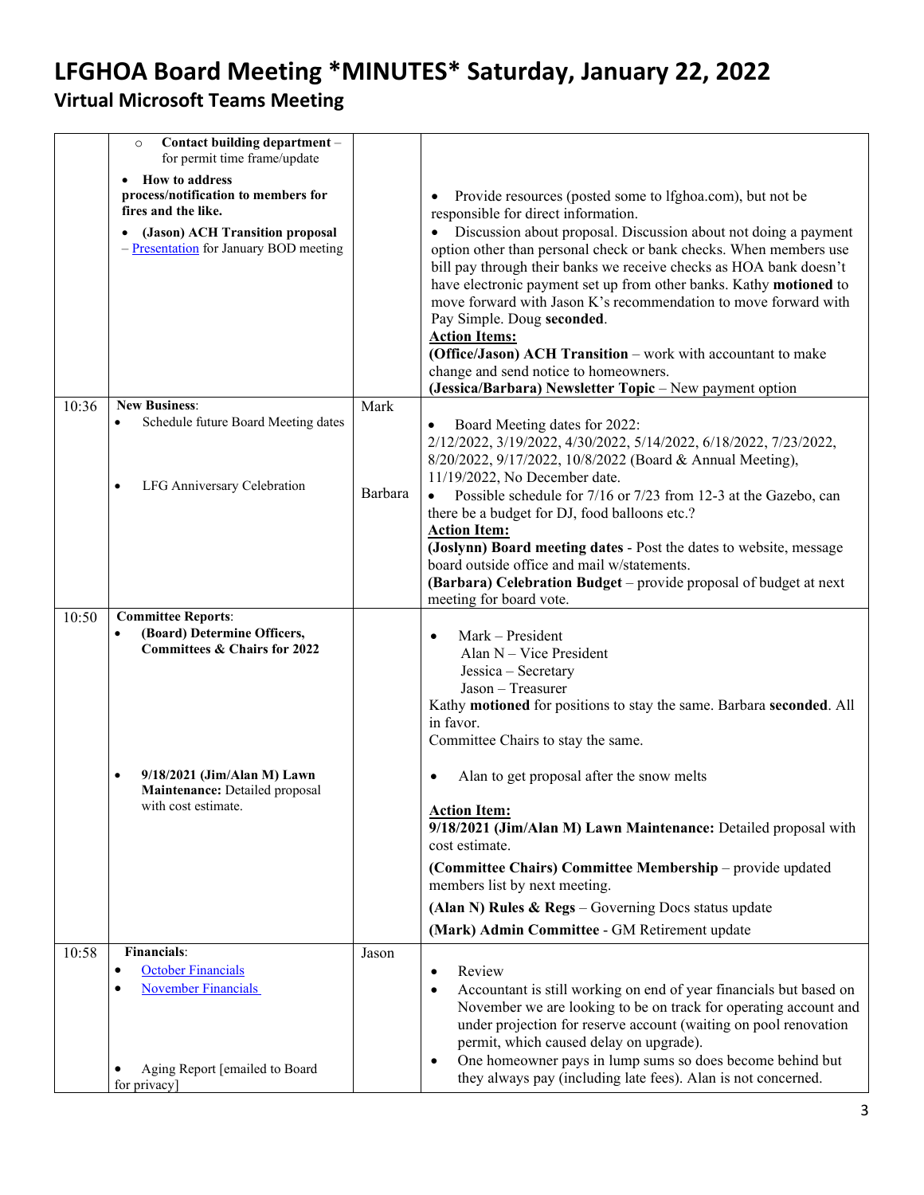# LFGHOA Board Meeting *MINUTES* Saturday, January 22, 2022

## Virtual Microsoft Teams Meeting

| | | | |
|---|---|---|---|
| | ○ **Contact building department** – for permit time frame/update<br>• **How to address process/notification to members for fires and the like.**<br>• **(Jason) ACH Transition proposal** – Presentation for January BOD meeting | | • Provide resources (posted some to lfghoa.com), but not be responsible for direct information.<br>• Discussion about proposal. Discussion about not doing a payment option other than personal check or bank checks. When members use bill pay through their banks we receive checks as HOA bank doesn't have electronic payment set up from other banks. Kathy **motioned** to move forward with Jason K's recommendation to move forward with Pay Simple. Doug **seconded**.<br>**Action Items:**<br>**(Office/Jason) ACH Transition** – work with accountant to make change and send notice to homeowners.<br>**(Jessica/Barbara) Newsletter Topic** – New payment option |
| 10:36 | **New Business**:<br>• Schedule future Board Meeting dates<br>• LFG Anniversary Celebration | Mark<br><br>Barbara | • Board Meeting dates for 2022: 2/12/2022, 3/19/2022, 4/30/2022, 5/14/2022, 6/18/2022, 7/23/2022, 8/20/2022, 9/17/2022, 10/8/2022 (Board & Annual Meeting), 11/19/2022, No December date.<br>• Possible schedule for 7/16 or 7/23 from 12-3 at the Gazebo, can there be a budget for DJ, food balloons etc.?<br>**Action Item:**<br>**(Joslynn) Board meeting dates** - Post the dates to website, message board outside office and mail w/statements.<br>**(Barbara) Celebration Budget** – provide proposal of budget at next meeting for board vote. |
| 10:50 | **Committee Reports**:<br>• **(Board) Determine Officers, Committees & Chairs for 2022**<br>• **9/18/2021 (Jim/Alan M) Lawn Maintenance:** Detailed proposal with cost estimate. | | • Mark – President<br>Alan N – Vice President<br>Jessica – Secretary<br>Jason – Treasurer<br>Kathy **motioned** for positions to stay the same. Barbara **seconded**. All in favor.<br>Committee Chairs to stay the same.<br>• Alan to get proposal after the snow melts<br>**Action Item:**<br>**9/18/2021 (Jim/Alan M) Lawn Maintenance:** Detailed proposal with cost estimate.<br>**(Committee Chairs) Committee Membership** – provide updated members list by next meeting.<br>**(Alan N) Rules & Regs** – Governing Docs status update<br>**(Mark) Admin Committee** - GM Retirement update |
| 10:58 | **Financials**:<br>• October Financials<br>• November Financials<br>• Aging Report [emailed to Board for privacy] | Jason | • Review<br>• Accountant is still working on end of year financials but based on November we are looking to be on track for operating account and under projection for reserve account (waiting on pool renovation permit, which caused delay on upgrade).<br>• One homeowner pays in lump sums so does become behind but they always pay (including late fees). Alan is not concerned. |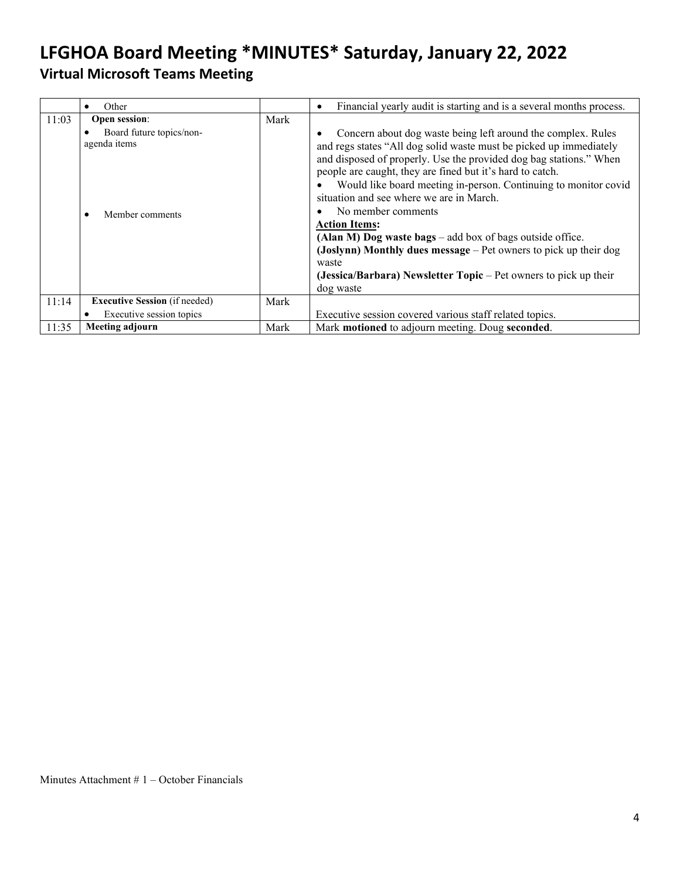# LFGHOA Board Meeting *MINUTES* Saturday, January 22, 2022

## Virtual Microsoft Teams Meeting

| | | | |
|---|---|---|---|
| | • Other | | • Financial yearly audit is starting and is a several months process. |
| 11:03 | **Open session**:<br>• Board future topics/non-agenda items<br><br>• Member comments | Mark | • Concern about dog waste being left around the complex. Rules and regs states "All dog solid waste must be picked up immediately and disposed of properly. Use the provided dog bag stations." When people are caught, they are fined but it's hard to catch.<br>• Would like board meeting in-person. Continuing to monitor covid situation and see where we are in March.<br>• No member comments<br>**Action Items:**<br>**(Alan M) Dog waste bags** – add box of bags outside office.<br>**(Joslynn) Monthly dues message** – Pet owners to pick up their dog waste<br>**(Jessica/Barbara) Newsletter Topic** – Pet owners to pick up their dog waste |
| 11:14 | **Executive Session** (if needed)<br>• Executive session topics | Mark | Executive session covered various staff related topics. |
| 11:35 | **Meeting adjourn** | Mark | Mark **motioned** to adjourn meeting. Doug **seconded**. |

Minutes Attachment # 1 – October Financials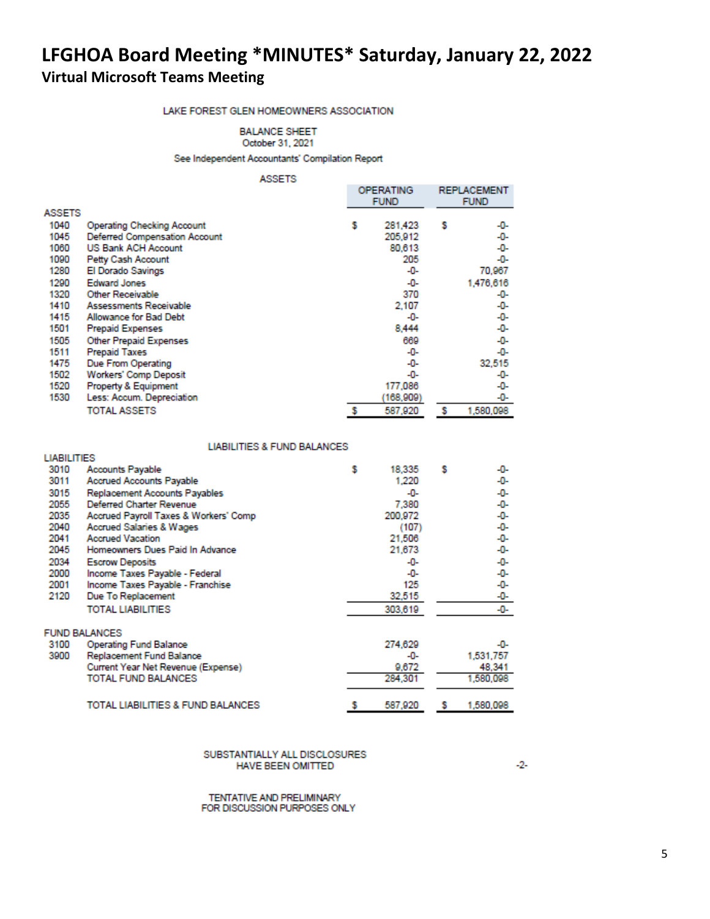# LFGHOA Board Meeting *MINUTES* Saturday, January 22, 2022

## Virtual Microsoft Teams Meeting

LAKE FOREST GLEN HOMEOWNERS ASSOCIATION

BALANCE SHEET
October 31, 2021

See Independent Accountants' Compilation Report

ASSETS

| | | OPERATING FUND | REPLACEMENT FUND |
|---|---|---|---|
| **ASSETS** | | | |
| 1040 | Operating Checking Account | $ 281,423 | $ -0- |
| 1045 | Deferred Compensation Account | 205,912 | -0- |
| 1060 | US Bank ACH Account | 80,613 | -0- |
| 1090 | Petty Cash Account | 205 | -0- |
| 1280 | El Dorado Savings | -0- | 70,967 |
| 1290 | Edward Jones | -0- | 1,476,616 |
| 1320 | Other Receivable | 370 | -0- |
| 1410 | Assessments Receivable | 2,107 | -0- |
| 1415 | Allowance for Bad Debt | -0- | -0- |
| 1501 | Prepaid Expenses | 8,444 | -0- |
| 1505 | Other Prepaid Expenses | 669 | -0- |
| 1511 | Prepaid Taxes | -0- | -0- |
| 1475 | Due From Operating | -0- | 32,515 |
| 1502 | Workers' Comp Deposit | -0- | -0- |
| 1520 | Property & Equipment | 177,086 | -0- |
| 1530 | Less: Accum. Depreciation | (168,909) | -0- |
| | TOTAL ASSETS | $ 587,920 | $ 1,580,098 |

LIABILITIES & FUND BALANCES

| | | OPERATING FUND | REPLACEMENT FUND |
|---|---|---|---|
| **LIABILITIES** | | | |
| 3010 | Accounts Payable | $ 18,335 | $ -0- |
| 3011 | Accrued Accounts Payable | 1,220 | -0- |
| 3015 | Replacement Accounts Payables | -0- | -0- |
| 2055 | Deferred Charter Revenue | 7,380 | -0- |
| 2035 | Accrued Payroll Taxes & Workers' Comp | 200,972 | -0- |
| 2040 | Accrued Salaries & Wages | (107) | -0- |
| 2041 | Accrued Vacation | 21,506 | -0- |
| 2045 | Homeowners Dues Paid In Advance | 21,673 | -0- |
| 2034 | Escrow Deposits | -0- | -0- |
| 2000 | Income Taxes Payable - Federal | -0- | -0- |
| 2001 | Income Taxes Payable - Franchise | 125 | -0- |
| 2120 | Due To Replacement | 32,515 | -0- |
| | TOTAL LIABILITIES | 303,619 | -0- |
| **FUND BALANCES** | | | |
| 3100 | Operating Fund Balance | 274,629 | -0- |
| 3900 | Replacement Fund Balance | -0- | 1,531,757 |
| | Current Year Net Revenue (Expense) | 9,672 | 48,341 |
| | TOTAL FUND BALANCES | 284,301 | 1,580,098 |
| | TOTAL LIABILITIES & FUND BALANCES | $ 587,920 | $ 1,580,098 |

SUBSTANTIALLY ALL DISCLOSURES
HAVE BEEN OMITTED

-2-

TENTATIVE AND PRELIMINARY
FOR DISCUSSION PURPOSES ONLY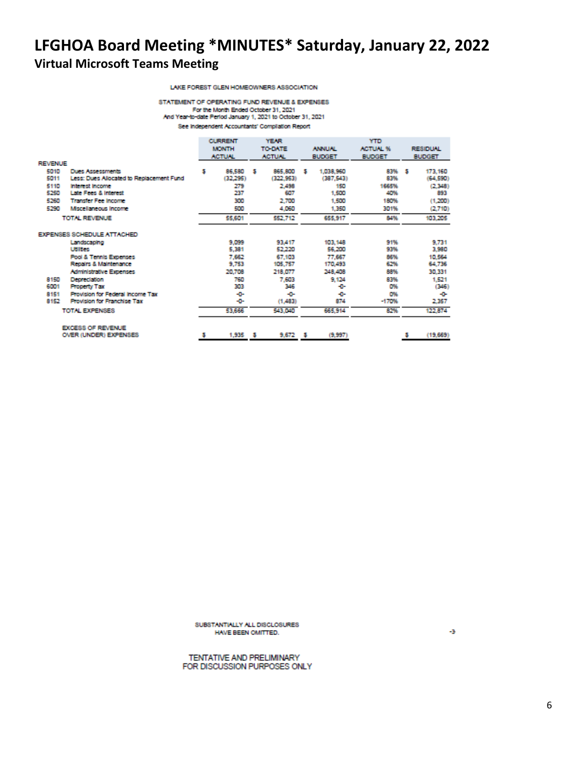# LFGHOA Board Meeting *MINUTES* Saturday, January 22, 2022

## Virtual Microsoft Teams Meeting

LAKE FOREST GLEN HOMEOWNERS ASSOCIATION

STATEMENT OF OPERATING FUND REVENUE & EXPENSES
For the Month Ended October 31, 2021
And Year-to-date Period January 1, 2021 to October 31, 2021
See Independent Accountants' Compilation Report

| | | CURRENT MONTH ACTUAL | YEAR TO-DATE ACTUAL | ANNUAL BUDGET | YTD ACTUAL % BUDGET | RESIDUAL BUDGET |
|---|---|---|---|---|---|---|
| **REVENUE** | | | | | | |
| 5010 | Dues Assessments | $ 86,580 | $ 865,800 | $ 1,038,960 | 83% | $ 173,160 |
| 5011 | Less: Dues Allocated to Replacement Fund | (32,295) | (322,953) | (387,543) | 83% | (64,590) |
| 5110 | Interest Income | 279 | 2,498 | 150 | 1665% | (2,348) |
| 5250 | Late Fees & Interest | 237 | 607 | 1,500 | 40% | 893 |
| 5260 | Transfer Fee Income | 300 | 2,700 | 1,500 | 180% | (1,200) |
| 5290 | Miscellaneous Income | 500 | 4,060 | 1,350 | 301% | (2,710) |
| | TOTAL REVENUE | 55,601 | 552,712 | 655,917 | 84% | 103,205 |
| **EXPENSES SCHEDULE ATTACHED** | | | | | | |
| | Landscaping | 9,099 | 93,417 | 103,148 | 91% | 9,731 |
| | Utilities | 5,381 | 52,220 | 56,200 | 93% | 3,980 |
| | Pool & Tennis Expenses | 7,662 | 67,103 | 77,667 | 86% | 10,564 |
| | Repairs & Maintenance | 9,753 | 105,757 | 170,493 | 62% | 64,736 |
| | Administrative Expenses | 20,708 | 218,077 | 248,408 | 88% | 30,331 |
| 8150 | Depreciation | 760 | 7,603 | 9,124 | 83% | 1,521 |
| 6001 | Property Tax | 303 | 346 | -0- | 0% | (346) |
| 8151 | Provision for Federal Income Tax | -0- | -0- | -0- | 0% | -0- |
| 8152 | Provision for Franchise Tax | -0- | (1,483) | 874 | -170% | 2,357 |
| | TOTAL EXPENSES | 53,666 | 543,040 | 665,914 | 82% | 122,874 |
| | EXCESS OF REVENUE OVER (UNDER) EXPENSES | $ 1,935 | $ 9,672 | $ (9,997) | | $ (19,669) |

SUBSTANTIALLY ALL DISCLOSURES HAVE BEEN OMITTED.

-3

TENTATIVE AND PRELIMINARY
FOR DISCUSSION PURPOSES ONLY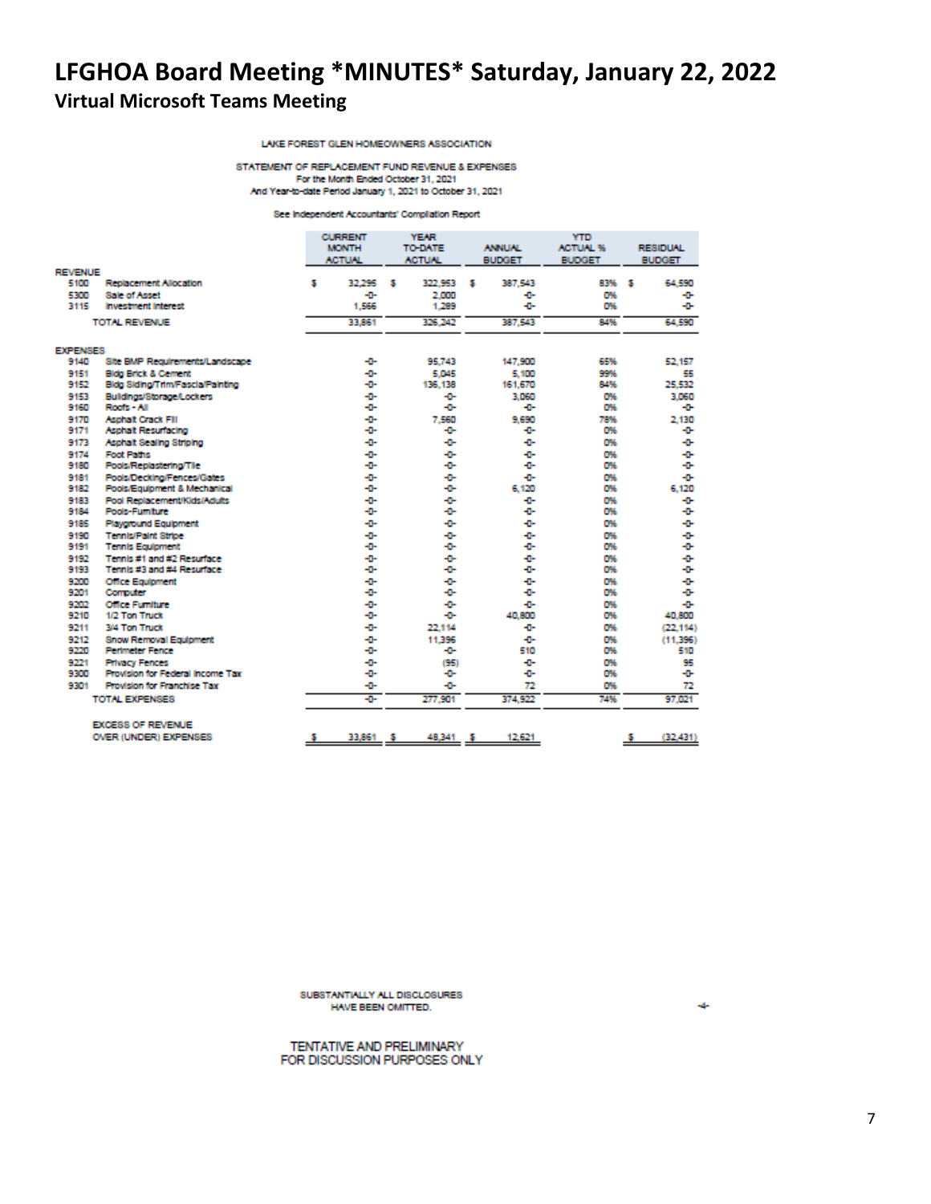# LFGHOA Board Meeting *MINUTES* Saturday, January 22, 2022

## Virtual Microsoft Teams Meeting

LAKE FOREST GLEN HOMEOWNERS ASSOCIATION

STATEMENT OF REPLACEMENT FUND REVENUE & EXPENSES
For the Month Ended October 31, 2021
And Year-to-date Period January 1, 2021 to October 31, 2021

See Independent Accountants' Compilation Report

| | | CURRENT MONTH ACTUAL | YEAR TO-DATE ACTUAL | ANNUAL BUDGET | YTD ACTUAL % BUDGET | RESIDUAL BUDGET |
|---|---|---|---|---|---|---|
| **REVENUE** | | | | | | |
| 5100 | Replacement Allocation | $ 32,295 | $ 322,953 | $ 387,543 | 83% | $ 64,590 |
| 5300 | Sale of Asset | -0- | 2,000 | -0- | 0% | -0- |
| 3115 | Investment Interest | 1,566 | 1,289 | -0- | 0% | -0- |
| | TOTAL REVENUE | 33,861 | 326,242 | 387,543 | 84% | 64,590 |
| **EXPENSES** | | | | | | |
| 9140 | Site BMP Requirements/Landscape | -0- | 95,743 | 147,900 | 65% | 52,157 |
| 9151 | Bldg Brick & Cement | -0- | 5,045 | 5,100 | 99% | 55 |
| 9152 | Bldg Siding/Trim/Fascia/Painting | -0- | 136,138 | 161,670 | 84% | 25,532 |
| 9153 | Buildings/Storage/Lockers | -0- | -0- | 3,060 | 0% | 3,060 |
| 9160 | Roofs - All | -0- | -0- | -0- | 0% | -0- |
| 9170 | Asphalt Crack Fill | -0- | 7,560 | 9,690 | 78% | 2,130 |
| 9171 | Asphalt Resurfacing | -0- | -0- | -0- | 0% | -0- |
| 9173 | Asphalt Sealing Striping | -0- | -0- | -0- | 0% | -0- |
| 9174 | Foot Paths | -0- | -0- | -0- | 0% | -0- |
| 9180 | Pools/Replastering/Tile | -0- | -0- | -0- | 0% | -0- |
| 9181 | Pools/Decking/Fences/Gates | -0- | -0- | -0- | 0% | -0- |
| 9182 | Pools/Equipment & Mechanical | -0- | -0- | 6,120 | 0% | 6,120 |
| 9183 | Pool Replacement/Kids/Adults | -0- | -0- | -0- | 0% | -0- |
| 9184 | Pools-Furniture | -0- | -0- | -0- | 0% | -0- |
| 9185 | Playground Equipment | -0- | -0- | -0- | 0% | -0- |
| 9190 | Tennis/Paint Stripe | -0- | -0- | -0- | 0% | -0- |
| 9191 | Tennis Equipment | -0- | -0- | -0- | 0% | -0- |
| 9192 | Tennis #1 and #2 Resurface | -0- | -0- | -0- | 0% | -0- |
| 9193 | Tennis #3 and #4 Resurface | -0- | -0- | -0- | 0% | -0- |
| 9200 | Office Equipment | -0- | -0- | -0- | 0% | -0- |
| 9201 | Computer | -0- | -0- | -0- | 0% | -0- |
| 9202 | Office Furniture | -0- | -0- | -0- | 0% | -0- |
| 9210 | 1/2 Ton Truck | -0- | -0- | 40,800 | 0% | 40,800 |
| 9211 | 3/4 Ton Truck | -0- | 22,114 | -0- | 0% | (22,114) |
| 9212 | Snow Removal Equipment | -0- | 11,396 | -0- | 0% | (11,396) |
| 9220 | Perimeter Fence | -0- | -0- | 510 | 0% | 510 |
| 9221 | Privacy Fences | -0- | (95) | -0- | 0% | 95 |
| 9300 | Provision for Federal Income Tax | -0- | -0- | -0- | 0% | -0- |
| 9301 | Provision for Franchise Tax | -0- | -0- | 72 | 0% | 72 |
| | TOTAL EXPENSES | -0- | 277,901 | 374,922 | 74% | 97,021 |
| | EXCESS OF REVENUE OVER (UNDER) EXPENSES | $ 33,861 | $ 48,341 | $ 12,621 | | $ (32,431) |

SUBSTANTIALLY ALL DISCLOSURES HAVE BEEN OMITTED.

-4-

TENTATIVE AND PRELIMINARY
FOR DISCUSSION PURPOSES ONLY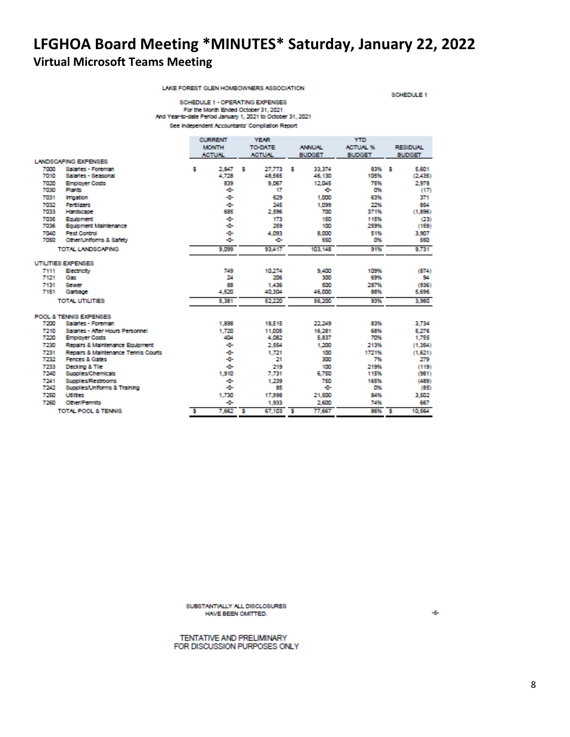# LFGHOA Board Meeting *MINUTES* Saturday, January 22, 2022

## Virtual Microsoft Teams Meeting

LAKE FOREST GLEN HOMEOWNERS ASSOCIATION

SCHEDULE 1

SCHEDULE 1 - OPERATING EXPENSES
For the Month Ended October 31, 2021
And Year-to-date Period January 1, 2021 to October 31, 2021
See Independent Accountants' Compilation Report

| | | CURRENT MONTH ACTUAL | YEAR TO-DATE ACTUAL | ANNUAL BUDGET | YTD ACTUAL % BUDGET | RESIDUAL BUDGET |
|---|---|---|---|---|---|---|
| **LANDSCAPING EXPENSES** | | | | | | |
| 7000 | Salaries - Foreman | $ 2,847 | $ 27,773 | $ 33,374 | 83% | $ 5,601 |
| 7010 | Salaries - Seasonal | 4,728 | 48,565 | 46,130 | 105% | (2,435) |
| 7020 | Employer Costs | 839 | 9,067 | 12,045 | 75% | 2,978 |
| 7030 | Plants | -0- | 17 | -0- | 0% | (17) |
| 7031 | Irrigation | -0- | 629 | 1,000 | 63% | 371 |
| 7032 | Fertilizers | -0- | 245 | 1,099 | 22% | 854 |
| 7033 | Hardscape | 685 | 2,596 | 700 | 371% | (1,896) |
| 7035 | Equipment | -0- | 173 | 150 | 115% | (23) |
| 7036 | Equipment Maintenance | -0- | 259 | 100 | 259% | (159) |
| 7040 | Pest Control | -0- | 4,093 | 8,000 | 51% | 3,907 |
| 7050 | Other/Uniforms & Safety | -0- | -0- | 550 | 0% | 550 |
| | TOTAL LANDSCAPING | 9,099 | 93,417 | 103,148 | 91% | 9,731 |
| **UTILITIES EXPENSES** | | | | | | |
| 7111 | Electricity | 749 | 10,274 | 9,400 | 109% | (874) |
| 7121 | Gas | 24 | 206 | 300 | 69% | 94 |
| 7131 | Sewer | 88 | 1,436 | 500 | 287% | (936) |
| 7151 | Garbage | 4,520 | 40,304 | 46,000 | 88% | 5,696 |
| | TOTAL UTILITIES | 5,381 | 52,220 | 56,200 | 93% | 3,980 |
| **POOL & TENNIS EXPENSES** | | | | | | |
| 7200 | Salaries - Foreman | 1,898 | 18,515 | 22,249 | 83% | 3,734 |
| 7210 | Salaries - After Hours Personnel | 1,720 | 11,005 | 16,281 | 68% | 5,276 |
| 7220 | Employer Costs | 404 | 4,082 | 5,837 | 70% | 1,755 |
| 7230 | Repairs & Maintenance Equipment | -0- | 2,554 | 1,200 | 213% | (1,354) |
| 7231 | Repairs & Maintenance Tennis Courts | -0- | 1,721 | 100 | 1721% | (1,621) |
| 7232 | Fences & Gates | -0- | 21 | 300 | 7% | 279 |
| 7233 | Decking & Tile | -0- | 219 | 100 | 219% | (119) |
| 7240 | Supplies/Chemicals | 1,910 | 7,731 | 6,750 | 115% | (981) |
| 7241 | Supplies/Restrooms | -0- | 1,239 | 750 | 165% | (489) |
| 7242 | Supplies/Uniforms & Training | -0- | 85 | -0- | 0% | (85) |
| 7250 | Utilities | 1,730 | 17,998 | 21,500 | 84% | 3,502 |
| 7260 | Other/Permits | -0- | 1,933 | 2,600 | 74% | 667 |
| | TOTAL POOL & TENNIS | $ 7,662 | $ 67,103 | $ 77,667 | 86% | $ 10,564 |

SUBSTANTIALLY ALL DISCLOSURES
HAVE BEEN OMITTED.

-5-

TENTATIVE AND PRELIMINARY
FOR DISCUSSION PURPOSES ONLY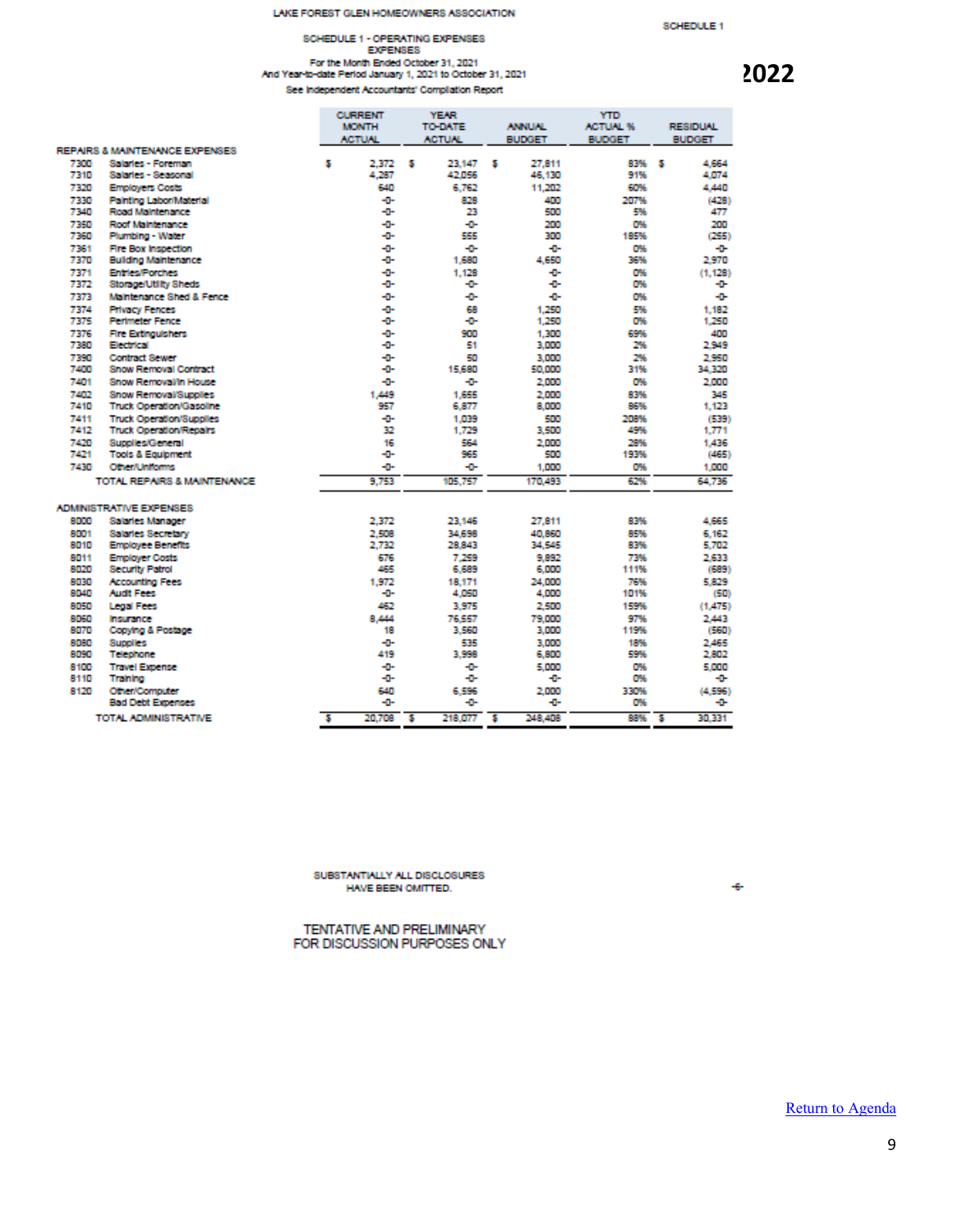LAKE FOREST GLEN HOMEOWNERS ASSOCIATION

SCHEDULE 1

SCHEDULE 1 - OPERATING EXPENSES
EXPENSES
For the Month Ended October 31, 2021
And Year-to-date Period January 1, 2021 to October 31, 2021
See Independent Accountants' Compilation Report

2022

| | | CURRENT MONTH ACTUAL | YEAR TO-DATE ACTUAL | ANNUAL BUDGET | YTD ACTUAL % BUDGET | RESIDUAL BUDGET |
|---|---|---|---|---|---|---|
| **REPAIRS & MAINTENANCE EXPENSES** | | | | | | |
| 7300 | Salaries - Foreman | $ 2,372 | $ 23,147 | $ 27,811 | 83% | $ 4,664 |
| 7310 | Salaries - Seasonal | 4,287 | 42,056 | 46,130 | 91% | 4,074 |
| 7320 | Employers Costs | 640 | 6,762 | 11,202 | 60% | 4,440 |
| 7330 | Painting Labor/Material | -0- | 828 | 400 | 207% | (428) |
| 7340 | Road Maintenance | -0- | 23 | 500 | 5% | 477 |
| 7350 | Roof Maintenance | -0- | -0- | 200 | 0% | 200 |
| 7360 | Plumbing - Water | -0- | 555 | 300 | 185% | (255) |
| 7361 | Fire Box Inspection | -0- | -0- | -0- | 0% | -0- |
| 7370 | Building Maintenance | -0- | 1,680 | 4,650 | 36% | 2,970 |
| 7371 | Entries/Porches | -0- | 1,128 | -0- | 0% | (1,128) |
| 7372 | Storage/Utility Sheds | -0- | -0- | -0- | 0% | -0- |
| 7373 | Maintenance Shed & Fence | -0- | -0- | -0- | 0% | -0- |
| 7374 | Privacy Fences | -0- | 68 | 1,250 | 5% | 1,182 |
| 7375 | Perimeter Fence | -0- | -0- | 1,250 | 0% | 1,250 |
| 7376 | Fire Extinguishers | -0- | 900 | 1,300 | 69% | 400 |
| 7380 | Electrical | -0- | 51 | 3,000 | 2% | 2,949 |
| 7390 | Contract Sewer | -0- | 50 | 3,000 | 2% | 2,950 |
| 7400 | Snow Removal Contract | -0- | 15,680 | 50,000 | 31% | 34,320 |
| 7401 | Snow Removal/In House | -0- | -0- | 2,000 | 0% | 2,000 |
| 7402 | Snow Removal/Supplies | 1,449 | 1,655 | 2,000 | 83% | 345 |
| 7410 | Truck Operation/Gasoline | 957 | 6,877 | 8,000 | 86% | 1,123 |
| 7411 | Truck Operation/Supplies | -0- | 1,039 | 500 | 208% | (539) |
| 7412 | Truck Operation/Repairs | 32 | 1,729 | 3,500 | 49% | 1,771 |
| 7420 | Supplies/General | 16 | 564 | 2,000 | 28% | 1,436 |
| 7421 | Tools & Equipment | -0- | 965 | 500 | 193% | (465) |
| 7430 | Other/Uniforms | -0- | -0- | 1,000 | 0% | 1,000 |
| | TOTAL REPAIRS & MAINTENANCE | 9,753 | 105,757 | 170,493 | 62% | 64,736 |
| **ADMINISTRATIVE EXPENSES** | | | | | | |
| 8000 | Salaries Manager | 2,372 | 23,146 | 27,811 | 83% | 4,665 |
| 8001 | Salaries Secretary | 2,508 | 34,698 | 40,860 | 85% | 6,162 |
| 8010 | Employee Benefits | 2,732 | 28,843 | 34,545 | 83% | 5,702 |
| 8011 | Employer Costs | 676 | 7,259 | 9,892 | 73% | 2,633 |
| 8020 | Security Patrol | 465 | 6,689 | 6,000 | 111% | (689) |
| 8030 | Accounting Fees | 1,972 | 18,171 | 24,000 | 76% | 5,829 |
| 8040 | Audit Fees | -0- | 4,050 | 4,000 | 101% | (50) |
| 8050 | Legal Fees | 462 | 3,975 | 2,500 | 159% | (1,475) |
| 8060 | Insurance | 8,444 | 76,557 | 79,000 | 97% | 2,443 |
| 8070 | Copying & Postage | 18 | 3,560 | 3,000 | 119% | (560) |
| 8080 | Supplies | -0- | 535 | 3,000 | 18% | 2,465 |
| 8090 | Telephone | 419 | 3,998 | 6,800 | 59% | 2,802 |
| 8100 | Travel Expense | -0- | -0- | 5,000 | 0% | 5,000 |
| 8110 | Training | -0- | -0- | -0- | 0% | -0- |
| 8120 | Other/Computer | 640 | 6,596 | 2,000 | 330% | (4,596) |
| | Bad Debt Expenses | -0- | -0- | -0- | 0% | -0- |
| | TOTAL ADMINISTRATIVE | $ 20,708 | $ 218,077 | $ 248,408 | 88% | $ 30,331 |

SUBSTANTIALLY ALL DISCLOSURES HAVE BEEN OMITTED.

-6-

TENTATIVE AND PRELIMINARY
FOR DISCUSSION PURPOSES ONLY

Return to Agenda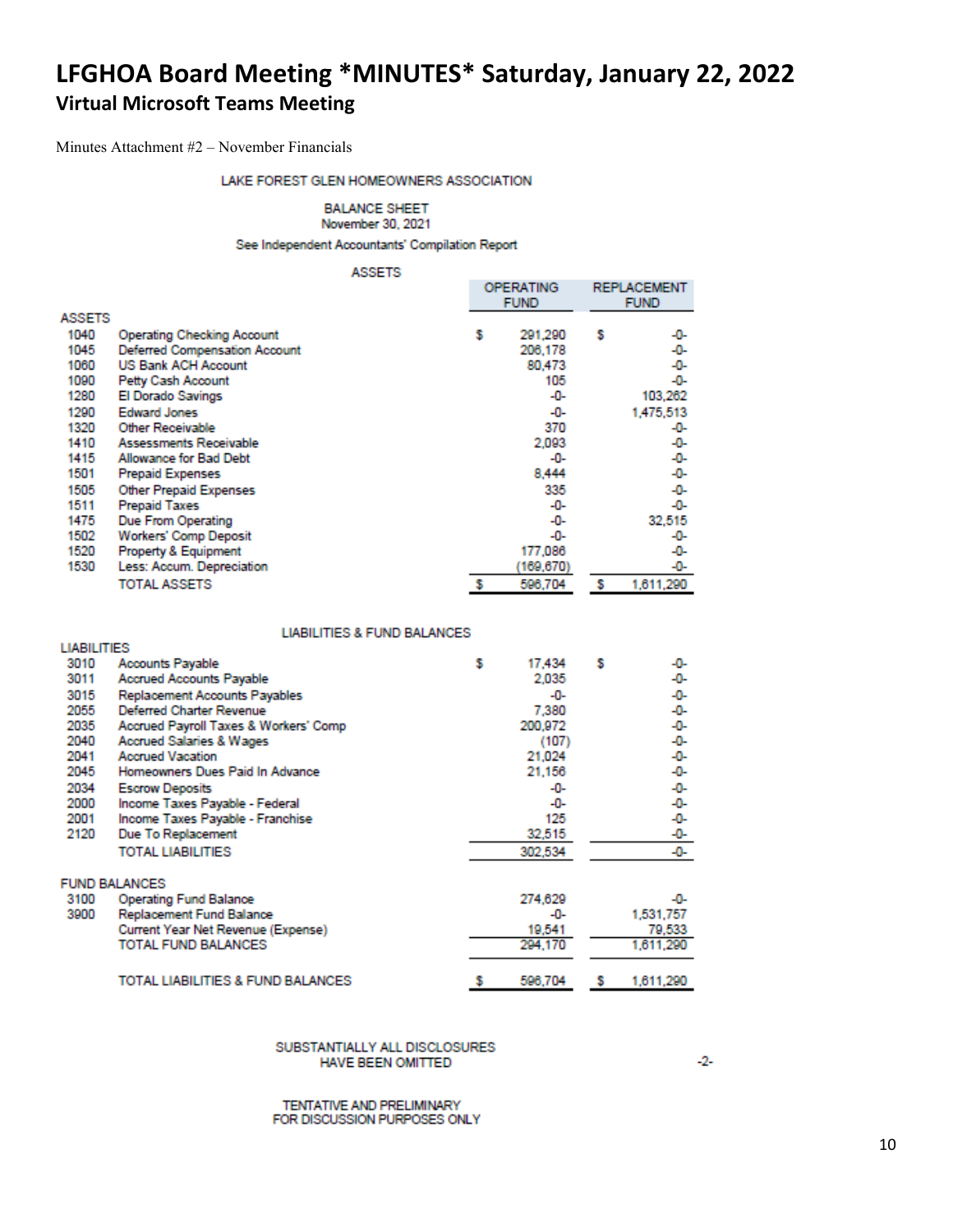# LFGHOA Board Meeting *MINUTES* Saturday, January 22, 2022

## Virtual Microsoft Teams Meeting

Minutes Attachment #2 – November Financials

LAKE FOREST GLEN HOMEOWNERS ASSOCIATION

BALANCE SHEET
November 30, 2021

See Independent Accountants' Compilation Report

ASSETS

| | | OPERATING FUND | REPLACEMENT FUND |
|---|---|---|---|
| **ASSETS** | | | |
| 1040 | Operating Checking Account | $ 291,290 | $ -0- |
| 1045 | Deferred Compensation Account | 206,178 | -0- |
| 1060 | US Bank ACH Account | 80,473 | -0- |
| 1090 | Petty Cash Account | 105 | -0- |
| 1280 | El Dorado Savings | -0- | 103,262 |
| 1290 | Edward Jones | -0- | 1,475,513 |
| 1320 | Other Receivable | 370 | -0- |
| 1410 | Assessments Receivable | 2,093 | -0- |
| 1415 | Allowance for Bad Debt | -0- | -0- |
| 1501 | Prepaid Expenses | 8,444 | -0- |
| 1505 | Other Prepaid Expenses | 335 | -0- |
| 1511 | Prepaid Taxes | -0- | -0- |
| 1475 | Due From Operating | -0- | 32,515 |
| 1502 | Workers' Comp Deposit | -0- | -0- |
| 1520 | Property & Equipment | 177,086 | -0- |
| 1530 | Less: Accum. Depreciation | (169,670) | -0- |
| | TOTAL ASSETS | $ 596,704 | $ 1,611,290 |

LIABILITIES & FUND BALANCES

| | | OPERATING FUND | REPLACEMENT FUND |
|---|---|---|---|
| **LIABILITIES** | | | |
| 3010 | Accounts Payable | $ 17,434 | $ -0- |
| 3011 | Accrued Accounts Payable | 2,035 | -0- |
| 3015 | Replacement Accounts Payables | -0- | -0- |
| 2055 | Deferred Charter Revenue | 7,380 | -0- |
| 2035 | Accrued Payroll Taxes & Workers' Comp | 200,972 | -0- |
| 2040 | Accrued Salaries & Wages | (107) | -0- |
| 2041 | Accrued Vacation | 21,024 | -0- |
| 2045 | Homeowners Dues Paid In Advance | 21,156 | -0- |
| 2034 | Escrow Deposits | -0- | -0- |
| 2000 | Income Taxes Payable - Federal | -0- | -0- |
| 2001 | Income Taxes Payable - Franchise | 125 | -0- |
| 2120 | Due To Replacement | 32,515 | -0- |
| | TOTAL LIABILITIES | 302,534 | -0- |
| **FUND BALANCES** | | | |
| 3100 | Operating Fund Balance | 274,629 | -0- |
| 3900 | Replacement Fund Balance | -0- | 1,531,757 |
| | Current Year Net Revenue (Expense) | 19,541 | 79,533 |
| | TOTAL FUND BALANCES | 294,170 | 1,611,290 |
| | TOTAL LIABILITIES & FUND BALANCES | $ 596,704 | $ 1,611,290 |

SUBSTANTIALLY ALL DISCLOSURES
HAVE BEEN OMITTED

-2-

TENTATIVE AND PRELIMINARY
FOR DISCUSSION PURPOSES ONLY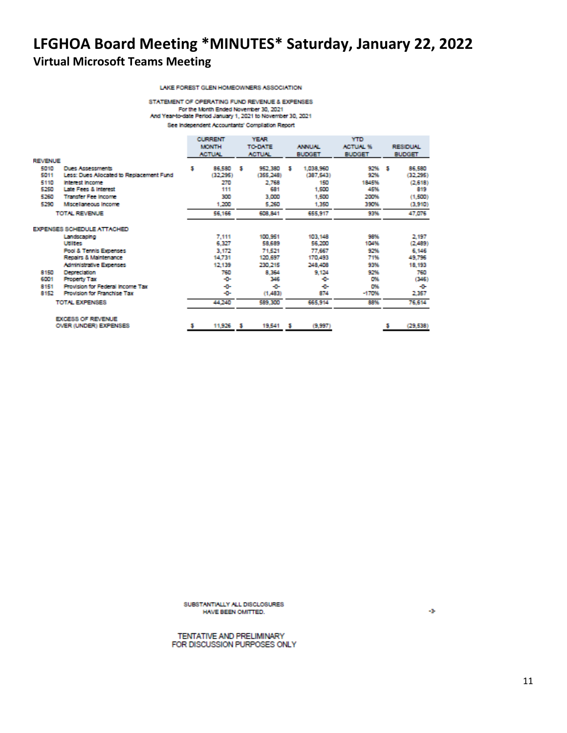# LFGHOA Board Meeting *MINUTES* Saturday, January 22, 2022

## Virtual Microsoft Teams Meeting

LAKE FOREST GLEN HOMEOWNERS ASSOCIATION

STATEMENT OF OPERATING FUND REVENUE & EXPENSES
For the Month Ended November 30, 2021
And Year-to-date Period January 1, 2021 to November 30, 2021
See Independent Accountants' Compilation Report

| | | CURRENT MONTH ACTUAL | YEAR TO-DATE ACTUAL | ANNUAL BUDGET | YTD ACTUAL % BUDGET | RESIDUAL BUDGET |
|---|---|---|---|---|---|---|
| **REVENUE** | | | | | | |
| 5010 | Dues Assessments | $ 86,580 | $ 952,380 | $ 1,038,960 | 92% | $ 86,580 |
| 5011 | Less: Dues Allocated to Replacement Fund | (32,295) | (355,248) | (387,543) | 92% | (32,295) |
| 5110 | Interest Income | 270 | 2,768 | 150 | 1845% | (2,618) |
| 5250 | Late Fees & Interest | 111 | 681 | 1,500 | 45% | 819 |
| 5260 | Transfer Fee Income | 300 | 3,000 | 1,500 | 200% | (1,500) |
| 5290 | Miscellaneous Income | 1,200 | 5,260 | 1,350 | 390% | (3,910) |
| | TOTAL REVENUE | 56,166 | 608,841 | 655,917 | 93% | 47,076 |
| **EXPENSES SCHEDULE ATTACHED** | | | | | | |
| | Landscaping | 7,111 | 100,951 | 103,148 | 98% | 2,197 |
| | Utilities | 6,327 | 58,689 | 56,200 | 104% | (2,489) |
| | Pool & Tennis Expenses | 3,172 | 71,521 | 77,667 | 92% | 6,146 |
| | Repairs & Maintenance | 14,731 | 120,697 | 170,493 | 71% | 49,796 |
| | Administrative Expenses | 12,139 | 230,215 | 248,408 | 93% | 18,193 |
| 8150 | Depreciation | 760 | 8,364 | 9,124 | 92% | 760 |
| 6001 | Property Tax | -0- | 346 | -0- | 0% | (346) |
| 8151 | Provision for Federal Income Tax | -0- | -0- | -0- | 0% | -0- |
| 8152 | Provision for Franchise Tax | -0- | (1,483) | 874 | -170% | 2,357 |
| | TOTAL EXPENSES | 44,240 | 589,300 | 665,914 | 88% | 76,614 |
| | EXCESS OF REVENUE OVER (UNDER) EXPENSES | $ 11,926 | $ 19,541 | $ (9,997) | | $ (29,538) |

SUBSTANTIALLY ALL DISCLOSURES HAVE BEEN OMITTED.

-3-

TENTATIVE AND PRELIMINARY
FOR DISCUSSION PURPOSES ONLY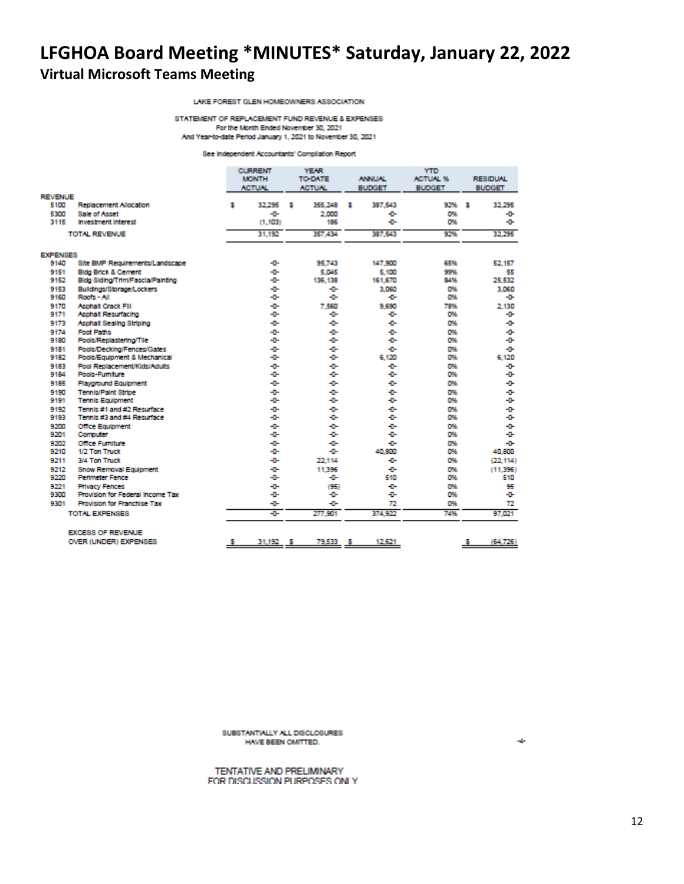# LFGHOA Board Meeting *MINUTES* Saturday, January 22, 2022

## Virtual Microsoft Teams Meeting

LAKE FOREST GLEN HOMEOWNERS ASSOCIATION

STATEMENT OF REPLACEMENT FUND REVENUE & EXPENSES
For the Month Ended November 30, 2021
And Year-to-date Period January 1, 2021 to November 30, 2021

See Independent Accountants' Compilation Report

| | | CURRENT MONTH ACTUAL | YEAR TO-DATE ACTUAL | ANNUAL BUDGET | YTD ACTUAL % BUDGET | RESIDUAL BUDGET |
|---|---|---|---|---|---|---|
| **REVENUE** | | | | | | |
| 5100 | Replacement Allocation | $ 32,295 | $ 355,248 | $ 387,543 | 92% | $ 32,295 |
| 5300 | Sale of Asset | -0- | 2,000 | -0- | 0% | -0- |
| 3115 | Investment Interest | (1,103) | 186 | -0- | 0% | -0- |
| | TOTAL REVENUE | 31,192 | 357,434 | 387,543 | 92% | 32,295 |
| **EXPENSES** | | | | | | |
| 9140 | Site BMP Requirements/Landscape | -0- | 95,743 | 147,900 | 65% | 52,157 |
| 9151 | Bldg Brick & Cement | -0- | 5,045 | 5,100 | 99% | 55 |
| 9152 | Bldg Siding/Trim/Fascia/Painting | -0- | 136,138 | 161,670 | 84% | 25,532 |
| 9153 | Buildings/Storage/Lockers | -0- | -0- | 3,060 | 0% | 3,060 |
| 9160 | Roofs - All | -0- | -0- | -0- | 0% | -0- |
| 9170 | Asphalt Crack Fill | -0- | 7,560 | 9,690 | 78% | 2,130 |
| 9171 | Asphalt Resurfacing | -0- | -0- | -0- | 0% | -0- |
| 9173 | Asphalt Sealing Striping | -0- | -0- | -0- | 0% | -0- |
| 9174 | Foot Paths | -0- | -0- | -0- | 0% | -0- |
| 9180 | Pools/Replastering/Tile | -0- | -0- | -0- | 0% | -0- |
| 9181 | Pools/Decking/Fences/Gates | -0- | -0- | -0- | 0% | -0- |
| 9182 | Pools/Equipment & Mechanical | -0- | -0- | 6,120 | 0% | 6,120 |
| 9183 | Pool Replacement/Kids/Adults | -0- | -0- | -0- | 0% | -0- |
| 9184 | Pools-Furniture | -0- | -0- | -0- | 0% | -0- |
| 9185 | Playground Equipment | -0- | -0- | -0- | 0% | -0- |
| 9190 | Tennis/Paint Stripe | -0- | -0- | -0- | 0% | -0- |
| 9191 | Tennis Equipment | -0- | -0- | -0- | 0% | -0- |
| 9192 | Tennis #1 and #2 Resurface | -0- | -0- | -0- | 0% | -0- |
| 9193 | Tennis #3 and #4 Resurface | -0- | -0- | -0- | 0% | -0- |
| 9200 | Office Equipment | -0- | -0- | -0- | 0% | -0- |
| 9201 | Computer | -0- | -0- | -0- | 0% | -0- |
| 9202 | Office Furniture | -0- | -0- | -0- | 0% | -0- |
| 9210 | 1/2 Ton Truck | -0- | -0- | 40,800 | 0% | 40,800 |
| 9211 | 3/4 Ton Truck | -0- | 22,114 | -0- | 0% | (22,114) |
| 9212 | Snow Removal Equipment | -0- | 11,396 | -0- | 0% | (11,396) |
| 9220 | Perimeter Fence | -0- | -0- | 510 | 0% | 510 |
| 9221 | Privacy Fences | -0- | (95) | -0- | 0% | 95 |
| 9300 | Provision for Federal Income Tax | -0- | -0- | -0- | 0% | -0- |
| 9301 | Provision for Franchise Tax | -0- | -0- | 72 | 0% | 72 |
| | TOTAL EXPENSES | -0- | 277,901 | 374,922 | 74% | 97,021 |
| | EXCESS OF REVENUE OVER (UNDER) EXPENSES | $ 31,192 | $ 79,533 | $ 12,621 | | $ (64,726) |

SUBSTANTIALLY ALL DISCLOSURES HAVE BEEN OMITTED.

-4-

TENTATIVE AND PRELIMINARY
FOR DISCUSSION PURPOSES ONLY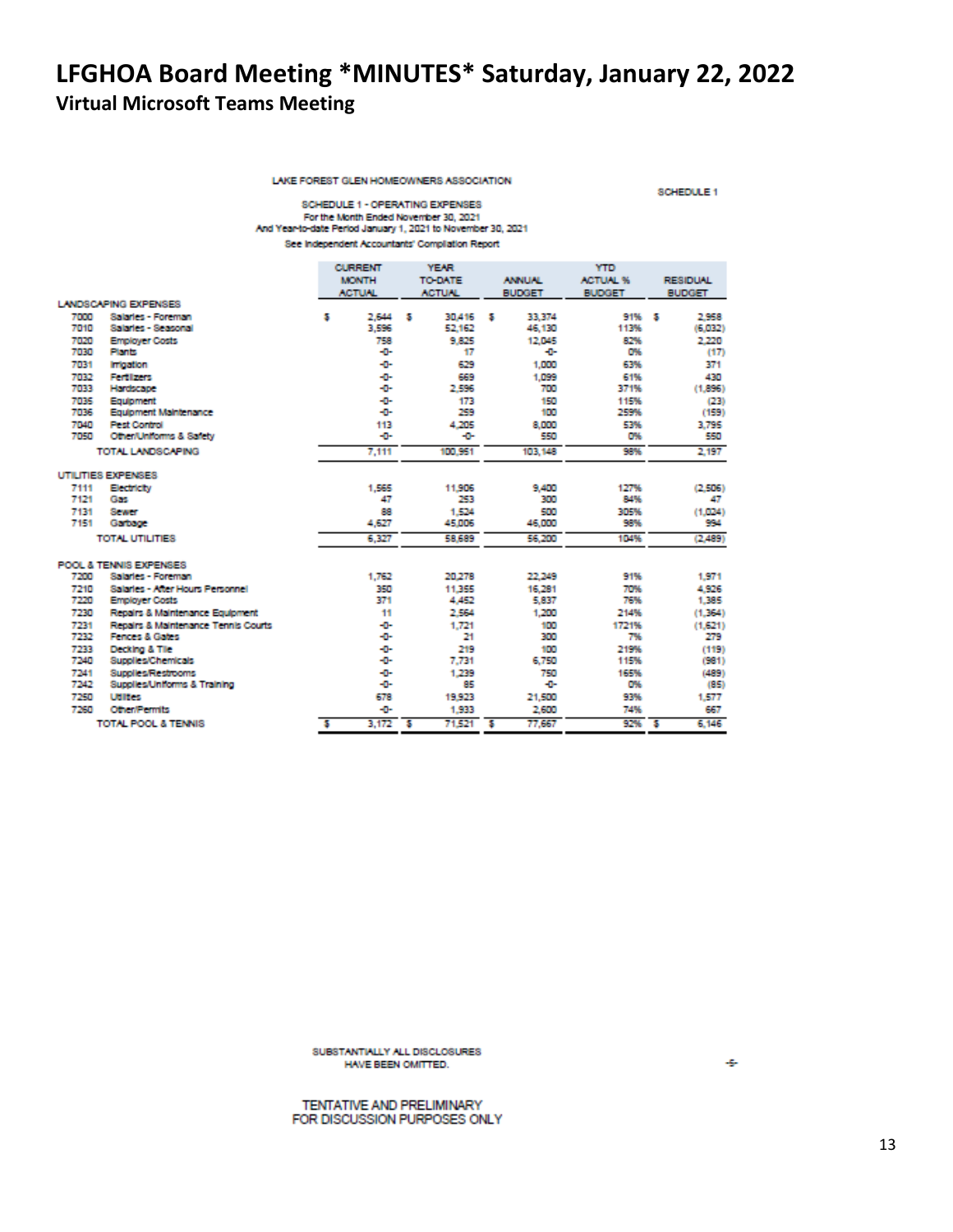# LFGHOA Board Meeting *MINUTES* Saturday, January 22, 2022

**Virtual Microsoft Teams Meeting**

LAKE FOREST GLEN HOMEOWNERS ASSOCIATION

SCHEDULE 1

SCHEDULE 1 - OPERATING EXPENSES
For the Month Ended November 30, 2021
And Year-to-date Period January 1, 2021 to November 30, 2021

See Independent Accountants' Compilation Report

| | | CURRENT MONTH ACTUAL | YEAR TO-DATE ACTUAL | ANNUAL BUDGET | YTD ACTUAL % BUDGET | RESIDUAL BUDGET |
|---|---|---|---|---|---|---|
| **LANDSCAPING EXPENSES** | | | | | | |
| 7000 | Salaries - Foreman | $ 2,644 | $ 30,416 | $ 33,374 | 91% | $ 2,958 |
| 7010 | Salaries - Seasonal | 3,596 | 52,162 | 46,130 | 113% | (6,032) |
| 7020 | Employer Costs | 758 | 9,825 | 12,045 | 82% | 2,220 |
| 7030 | Plants | -0- | 17 | -0- | 0% | (17) |
| 7031 | Irrigation | -0- | 629 | 1,000 | 63% | 371 |
| 7032 | Fertilizers | -0- | 669 | 1,099 | 61% | 430 |
| 7033 | Hardscape | -0- | 2,596 | 700 | 371% | (1,896) |
| 7035 | Equipment | -0- | 173 | 150 | 115% | (23) |
| 7036 | Equipment Maintenance | -0- | 259 | 100 | 259% | (159) |
| 7040 | Pest Control | 113 | 4,205 | 8,000 | 53% | 3,795 |
| 7050 | Other/Uniforms & Safety | -0- | -0- | 550 | 0% | 550 |
| | TOTAL LANDSCAPING | 7,111 | 100,951 | 103,148 | 98% | 2,197 |
| **UTILITIES EXPENSES** | | | | | | |
| 7111 | Electricity | 1,565 | 11,906 | 9,400 | 127% | (2,506) |
| 7121 | Gas | 47 | 253 | 300 | 84% | 47 |
| 7131 | Sewer | 88 | 1,524 | 500 | 305% | (1,024) |
| 7151 | Garbage | 4,627 | 45,006 | 46,000 | 98% | 994 |
| | TOTAL UTILITIES | 6,327 | 58,689 | 56,200 | 104% | (2,489) |
| **POOL & TENNIS EXPENSES** | | | | | | |
| 7200 | Salaries - Foreman | 1,762 | 20,278 | 22,249 | 91% | 1,971 |
| 7210 | Salaries - After Hours Personnel | 350 | 11,355 | 16,281 | 70% | 4,926 |
| 7220 | Employer Costs | 371 | 4,452 | 5,837 | 76% | 1,385 |
| 7230 | Repairs & Maintenance Equipment | 11 | 2,564 | 1,200 | 214% | (1,364) |
| 7231 | Repairs & Maintenance Tennis Courts | -0- | 1,721 | 100 | 1721% | (1,621) |
| 7232 | Fences & Gates | -0- | 21 | 300 | 7% | 279 |
| 7233 | Decking & Tile | -0- | 219 | 100 | 219% | (119) |
| 7240 | Supplies/Chemicals | -0- | 7,731 | 6,750 | 115% | (981) |
| 7241 | Supplies/Restrooms | -0- | 1,239 | 750 | 165% | (489) |
| 7242 | Supplies/Uniforms & Training | -0- | 85 | -0- | 0% | (85) |
| 7250 | Utilities | 678 | 19,923 | 21,500 | 93% | 1,577 |
| 7260 | Other/Permits | -0- | 1,933 | 2,600 | 74% | 667 |
| | TOTAL POOL & TENNIS | $ 3,172 | $ 71,521 | $ 77,667 | 92% | $ 6,146 |

SUBSTANTIALLY ALL DISCLOSURES HAVE BEEN OMITTED.

-5-

TENTATIVE AND PRELIMINARY FOR DISCUSSION PURPOSES ONLY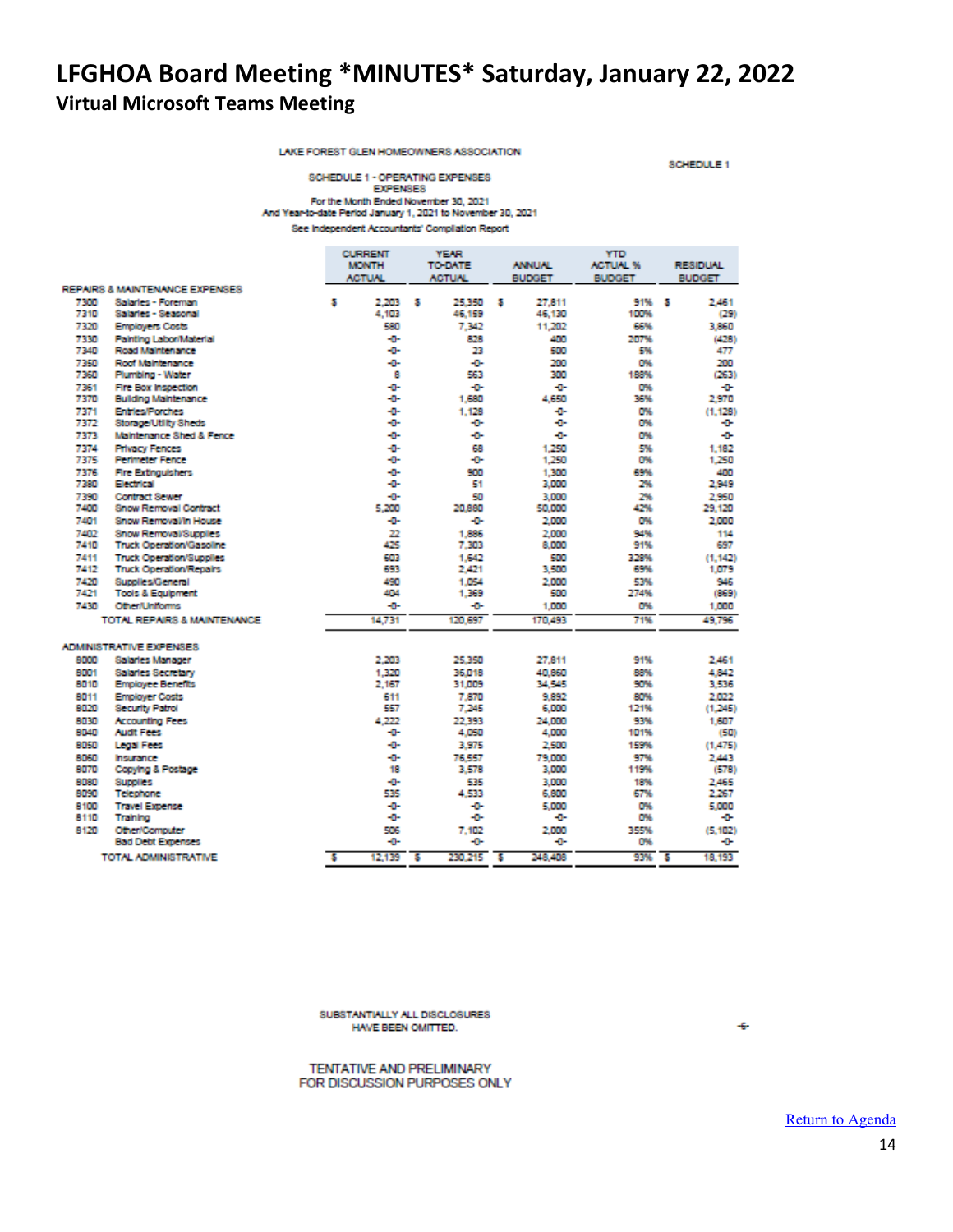# LFGHOA Board Meeting *MINUTES* Saturday, January 22, 2022

## Virtual Microsoft Teams Meeting

LAKE FOREST GLEN HOMEOWNERS ASSOCIATION

SCHEDULE 1

SCHEDULE 1 - OPERATING EXPENSES
EXPENSES
For the Month Ended November 30, 2021
And Year-to-date Period January 1, 2021 to November 30, 2021
See Independent Accountants' Compilation Report

| | | CURRENT MONTH ACTUAL | YEAR TO-DATE ACTUAL | ANNUAL BUDGET | YTD ACTUAL % BUDGET | RESIDUAL BUDGET |
|---|---|---|---|---|---|---|
| REPAIRS & MAINTENANCE EXPENSES | | | | | | |
| 7300 | Salaries - Foreman | $ 2,203 | $ 25,350 | $ 27,811 | 91% | $ 2,461 |
| 7310 | Salaries - Seasonal | 4,103 | 46,159 | 46,130 | 100% | (29) |
| 7320 | Employers Costs | 580 | 7,342 | 11,202 | 66% | 3,860 |
| 7330 | Painting Labor/Material | -0- | 828 | 400 | 207% | (428) |
| 7340 | Road Maintenance | -0- | 23 | 500 | 5% | 477 |
| 7350 | Roof Maintenance | -0- | -0- | 200 | 0% | 200 |
| 7360 | Plumbing - Water | 8 | 563 | 300 | 188% | (263) |
| 7361 | Fire Box Inspection | -0- | -0- | -0- | 0% | -0- |
| 7370 | Building Maintenance | -0- | 1,680 | 4,650 | 36% | 2,970 |
| 7371 | Entries/Porches | -0- | 1,128 | -0- | 0% | (1,128) |
| 7372 | Storage/Utility Sheds | -0- | -0- | -0- | 0% | -0- |
| 7373 | Maintenance Shed & Fence | -0- | -0- | -0- | 0% | -0- |
| 7374 | Privacy Fences | -0- | 68 | 1,250 | 5% | 1,182 |
| 7375 | Perimeter Fence | -0- | -0- | 1,250 | 0% | 1,250 |
| 7376 | Fire Extinguishers | -0- | 900 | 1,300 | 69% | 400 |
| 7380 | Electrical | -0- | 51 | 3,000 | 2% | 2,949 |
| 7390 | Contract Sewer | -0- | 50 | 3,000 | 2% | 2,950 |
| 7400 | Snow Removal Contract | 5,200 | 20,880 | 50,000 | 42% | 29,120 |
| 7401 | Snow Removal/In House | -0- | -0- | 2,000 | 0% | 2,000 |
| 7402 | Snow Removal/Supplies | 22 | 1,886 | 2,000 | 94% | 114 |
| 7410 | Truck Operation/Gasoline | 425 | 7,303 | 8,000 | 91% | 697 |
| 7411 | Truck Operation/Supplies | 603 | 1,642 | 500 | 328% | (1,142) |
| 7412 | Truck Operation/Repairs | 693 | 2,421 | 3,500 | 69% | 1,079 |
| 7420 | Supplies/General | 490 | 1,054 | 2,000 | 53% | 946 |
| 7421 | Tools & Equipment | 404 | 1,369 | 500 | 274% | (869) |
| 7430 | Other/Uniforms | -0- | -0- | 1,000 | 0% | 1,000 |
| | TOTAL REPAIRS & MAINTENANCE | 14,731 | 120,697 | 170,493 | 71% | 49,796 |
| ADMINISTRATIVE EXPENSES | | | | | | |
| 8000 | Salaries Manager | 2,203 | 25,350 | 27,811 | 91% | 2,461 |
| 8001 | Salaries Secretary | 1,320 | 36,018 | 40,860 | 88% | 4,842 |
| 8010 | Employee Benefits | 2,167 | 31,009 | 34,545 | 90% | 3,536 |
| 8011 | Employer Costs | 611 | 7,870 | 9,892 | 80% | 2,022 |
| 8020 | Security Patrol | 557 | 7,245 | 6,000 | 121% | (1,245) |
| 8030 | Accounting Fees | 4,222 | 22,393 | 24,000 | 93% | 1,607 |
| 8040 | Audit Fees | -0- | 4,050 | 4,000 | 101% | (50) |
| 8050 | Legal Fees | -0- | 3,975 | 2,500 | 159% | (1,475) |
| 8060 | Insurance | -0- | 76,557 | 79,000 | 97% | 2,443 |
| 8070 | Copying & Postage | 18 | 3,578 | 3,000 | 119% | (578) |
| 8080 | Supplies | -0- | 535 | 3,000 | 18% | 2,465 |
| 8090 | Telephone | 535 | 4,533 | 6,800 | 67% | 2,267 |
| 8100 | Travel Expense | -0- | -0- | 5,000 | 0% | 5,000 |
| 8110 | Training | -0- | -0- | -0- | 0% | -0- |
| 8120 | Other/Computer | 506 | 7,102 | 2,000 | 355% | (5,102) |
| | Bad Debt Expenses | -0- | -0- | -0- | 0% | -0- |
| | TOTAL ADMINISTRATIVE | $ 12,139 | $ 230,215 | $ 248,408 | 93% | $ 18,193 |

SUBSTANTIALLY ALL DISCLOSURES HAVE BEEN OMITTED.

-6-

TENTATIVE AND PRELIMINARY
FOR DISCUSSION PURPOSES ONLY

Return to Agenda